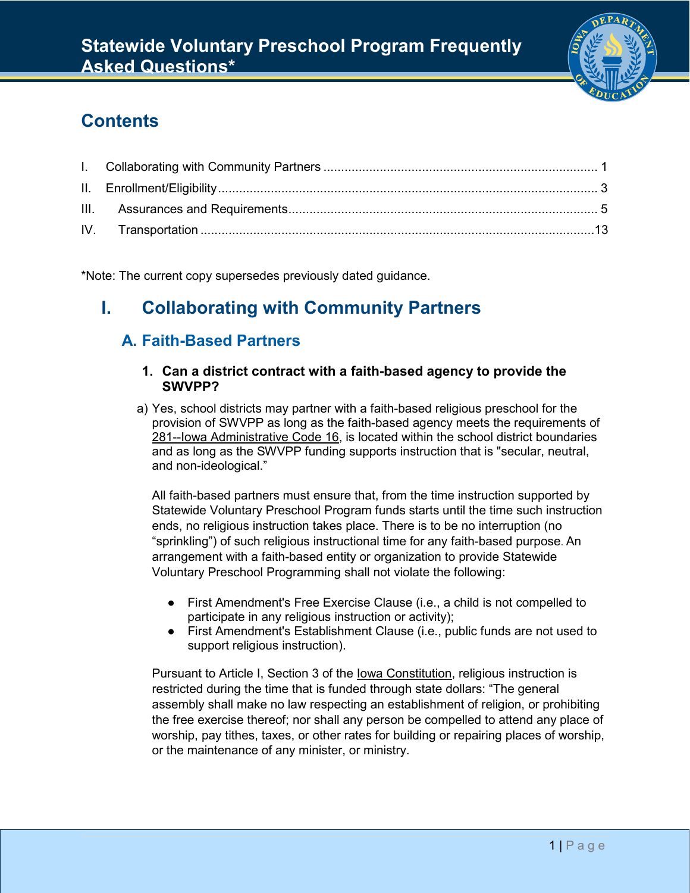# Statewide Voluntary Preschool Program Frequently Asked Questions*

## Contents

I. Collaborating with Community Partners ............................................................................ 1
II. Enrollment/Eligibility ........................................................................................................ 3
III. Assurances and Requirements ....................................................................................... 5
IV. Transportation ............................................................................................................... 13

*Note: The current copy supersedes previously dated guidance.

## I. Collaborating with Community Partners

### A. Faith-Based Partners

#### 1. Can a district contract with a faith-based agency to provide the SWVPP?

a) Yes, school districts may partner with a faith-based religious preschool for the provision of SWVPP as long as the faith-based agency meets the requirements of 281--Iowa Administrative Code 16, is located within the school district boundaries and as long as the SWVPP funding supports instruction that is "secular, neutral, and non-ideological."

All faith-based partners must ensure that, from the time instruction supported by Statewide Voluntary Preschool Program funds starts until the time such instruction ends, no religious instruction takes place. There is to be no interruption (no "sprinkling") of such religious instructional time for any faith-based purpose. An arrangement with a faith-based entity or organization to provide Statewide Voluntary Preschool Programming shall not violate the following:

- First Amendment's Free Exercise Clause (i.e., a child is not compelled to participate in any religious instruction or activity);
- First Amendment's Establishment Clause (i.e., public funds are not used to support religious instruction).

Pursuant to Article I, Section 3 of the Iowa Constitution, religious instruction is restricted during the time that is funded through state dollars: "The general assembly shall make no law respecting an establishment of religion, or prohibiting the free exercise thereof; nor shall any person be compelled to attend any place of worship, pay tithes, taxes, or other rates for building or repairing places of worship, or the maintenance of any minister, or ministry.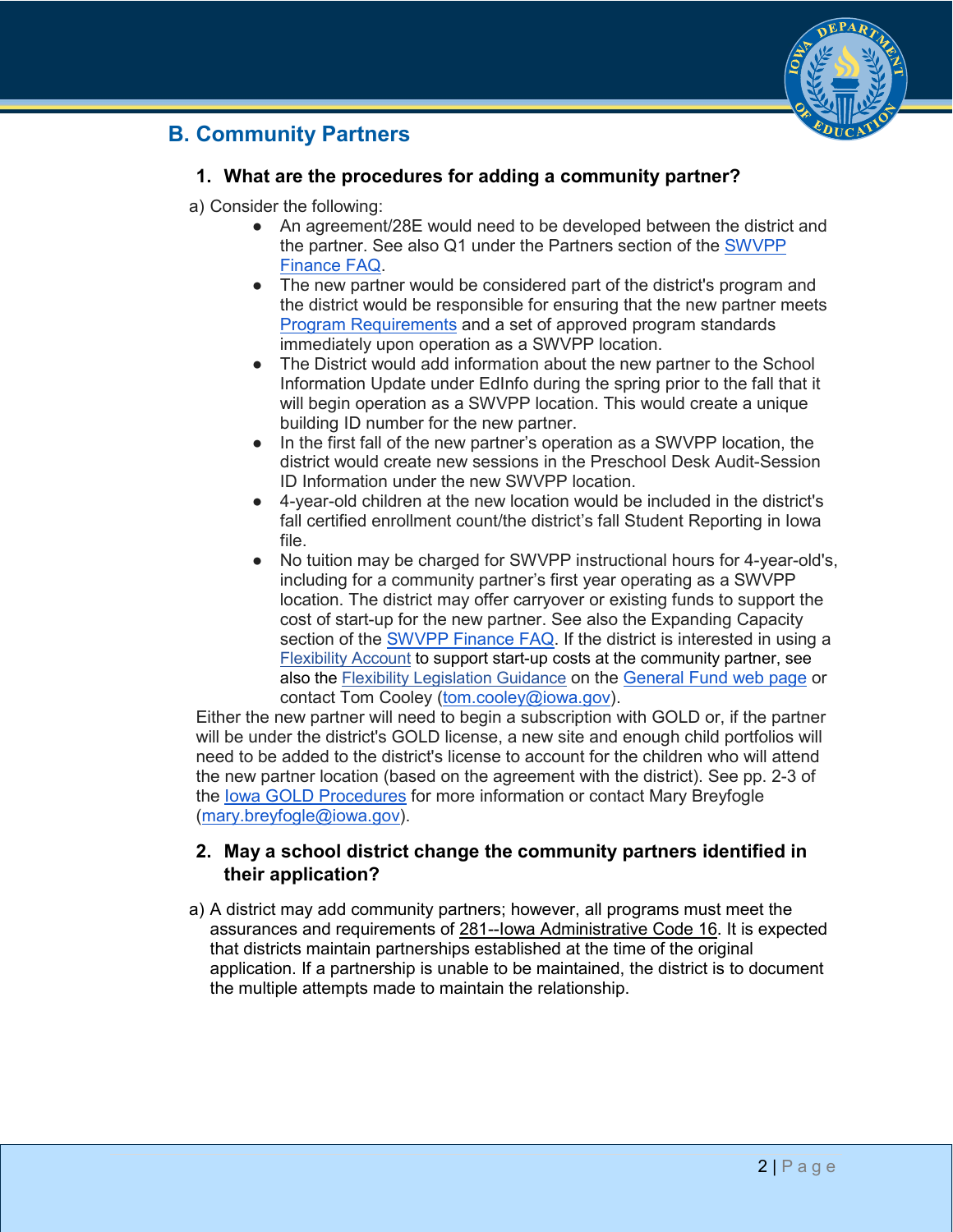## B. Community Partners

### 1. What are the procedures for adding a community partner?

a) Consider the following:

- An agreement/28E would need to be developed between the district and the partner. See also Q1 under the Partners section of the SWVPP Finance FAQ.
- The new partner would be considered part of the district's program and the district would be responsible for ensuring that the new partner meets Program Requirements and a set of approved program standards immediately upon operation as a SWVPP location.
- The District would add information about the new partner to the School Information Update under EdInfo during the spring prior to the fall that it will begin operation as a SWVPP location. This would create a unique building ID number for the new partner.
- In the first fall of the new partner's operation as a SWVPP location, the district would create new sessions in the Preschool Desk Audit-Session ID Information under the new SWVPP location.
- 4-year-old children at the new location would be included in the district's fall certified enrollment count/the district's fall Student Reporting in Iowa file.
- No tuition may be charged for SWVPP instructional hours for 4-year-old's, including for a community partner's first year operating as a SWVPP location. The district may offer carryover or existing funds to support the cost of start-up for the new partner. See also the Expanding Capacity section of the SWVPP Finance FAQ. If the district is interested in using a Flexibility Account to support start-up costs at the community partner, see also the Flexibility Legislation Guidance on the General Fund web page or contact Tom Cooley (tom.cooley@iowa.gov).

Either the new partner will need to begin a subscription with GOLD or, if the partner will be under the district's GOLD license, a new site and enough child portfolios will need to be added to the district's license to account for the children who will attend the new partner location (based on the agreement with the district). See pp. 2-3 of the Iowa GOLD Procedures for more information or contact Mary Breyfogle (mary.breyfogle@iowa.gov).

### 2. May a school district change the community partners identified in their application?

a) A district may add community partners; however, all programs must meet the assurances and requirements of 281--Iowa Administrative Code 16. It is expected that districts maintain partnerships established at the time of the original application. If a partnership is unable to be maintained, the district is to document the multiple attempts made to maintain the relationship.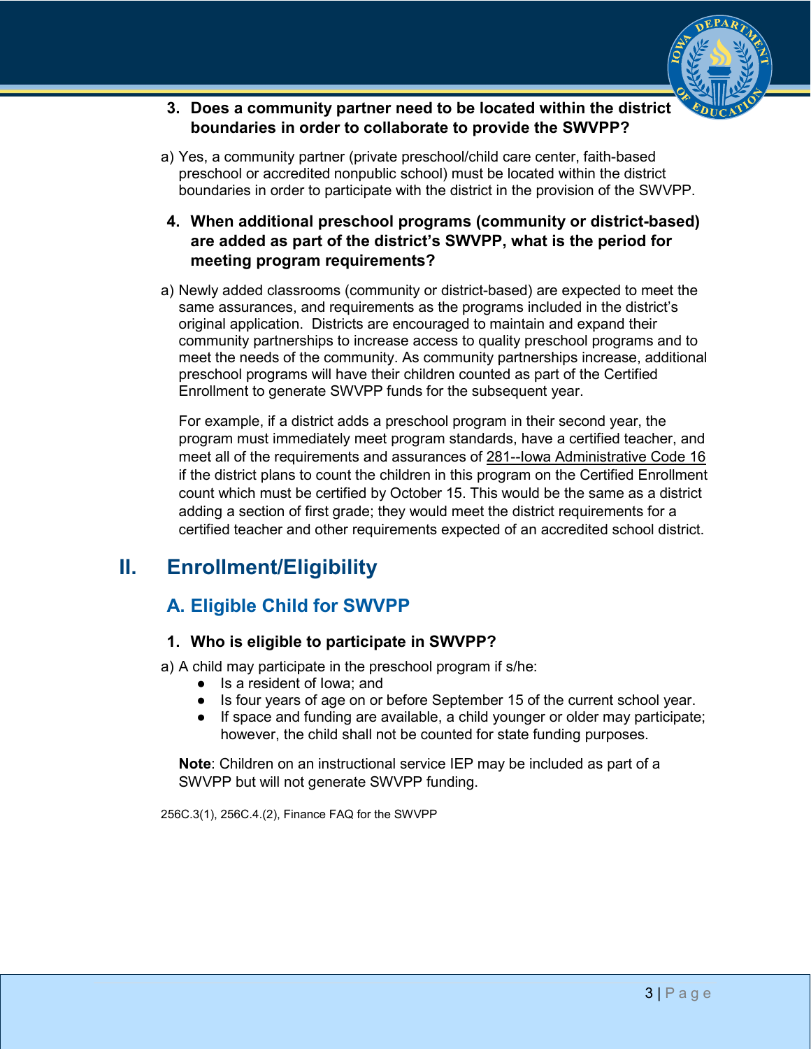**3. Does a community partner need to be located within the district boundaries in order to collaborate to provide the SWVPP?**

a) Yes, a community partner (private preschool/child care center, faith-based preschool or accredited nonpublic school) must be located within the district boundaries in order to participate with the district in the provision of the SWVPP.

**4. When additional preschool programs (community or district-based) are added as part of the district's SWVPP, what is the period for meeting program requirements?**

a) Newly added classrooms (community or district-based) are expected to meet the same assurances, and requirements as the programs included in the district's original application. Districts are encouraged to maintain and expand their community partnerships to increase access to quality preschool programs and to meet the needs of the community. As community partnerships increase, additional preschool programs will have their children counted as part of the Certified Enrollment to generate SWVPP funds for the subsequent year.

For example, if a district adds a preschool program in their second year, the program must immediately meet program standards, have a certified teacher, and meet all of the requirements and assurances of 281--Iowa Administrative Code 16 if the district plans to count the children in this program on the Certified Enrollment count which must be certified by October 15. This would be the same as a district adding a section of first grade; they would meet the district requirements for a certified teacher and other requirements expected of an accredited school district.

# II. Enrollment/Eligibility

## A. Eligible Child for SWVPP

**1. Who is eligible to participate in SWVPP?**

a) A child may participate in the preschool program if s/he:

- Is a resident of Iowa; and
- Is four years of age on or before September 15 of the current school year.
- If space and funding are available, a child younger or older may participate; however, the child shall not be counted for state funding purposes.

**Note**: Children on an instructional service IEP may be included as part of a SWVPP but will not generate SWVPP funding.

256C.3(1), 256C.4.(2), Finance FAQ for the SWVPP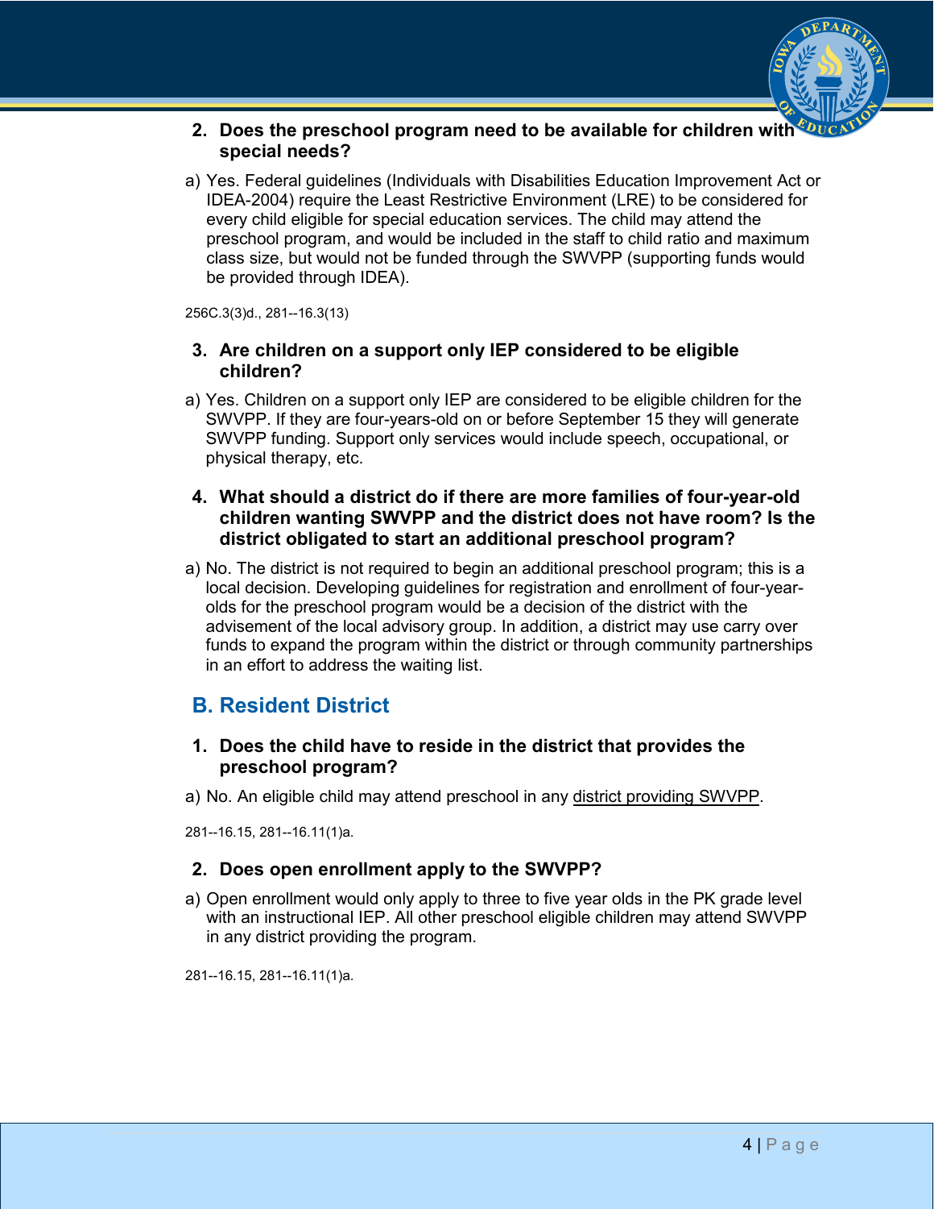2. **Does the preschool program need to be available for children with special needs?**

a) Yes. Federal guidelines (Individuals with Disabilities Education Improvement Act or IDEA-2004) require the Least Restrictive Environment (LRE) to be considered for every child eligible for special education services. The child may attend the preschool program, and would be included in the staff to child ratio and maximum class size, but would not be funded through the SWVPP (supporting funds would be provided through IDEA).

256C.3(3)d., 281--16.3(13)

3. **Are children on a support only IEP considered to be eligible children?**

a) Yes. Children on a support only IEP are considered to be eligible children for the SWVPP. If they are four-years-old on or before September 15 they will generate SWVPP funding. Support only services would include speech, occupational, or physical therapy, etc.

4. **What should a district do if there are more families of four-year-old children wanting SWVPP and the district does not have room? Is the district obligated to start an additional preschool program?**

a) No. The district is not required to begin an additional preschool program; this is a local decision. Developing guidelines for registration and enrollment of four-year-olds for the preschool program would be a decision of the district with the advisement of the local advisory group. In addition, a district may use carry over funds to expand the program within the district or through community partnerships in an effort to address the waiting list.

## B. Resident District

1. **Does the child have to reside in the district that provides the preschool program?**

a) No. An eligible child may attend preschool in any district providing SWVPP.

281--16.15, 281--16.11(1)a.

2. **Does open enrollment apply to the SWVPP?**

a) Open enrollment would only apply to three to five year olds in the PK grade level with an instructional IEP. All other preschool eligible children may attend SWVPP in any district providing the program.

281--16.15, 281--16.11(1)a.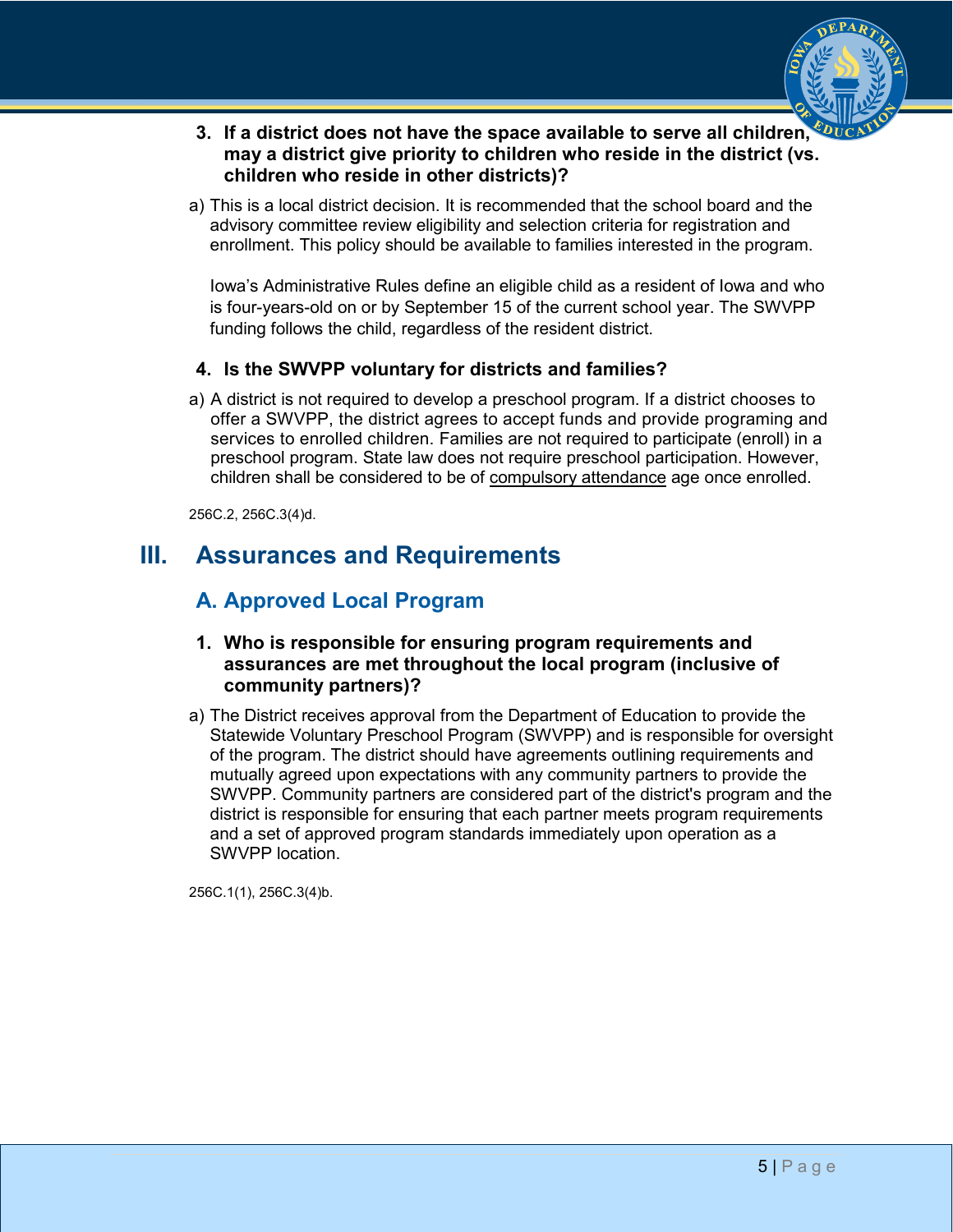3. **If a district does not have the space available to serve all children, may a district give priority to children who reside in the district (vs. children who reside in other districts)?**

a) This is a local district decision. It is recommended that the school board and the advisory committee review eligibility and selection criteria for registration and enrollment. This policy should be available to families interested in the program.

Iowa's Administrative Rules define an eligible child as a resident of Iowa and who is four-years-old on or by September 15 of the current school year. The SWVPP funding follows the child, regardless of the resident district.

4. **Is the SWVPP voluntary for districts and families?**

a) A district is not required to develop a preschool program. If a district chooses to offer a SWVPP, the district agrees to accept funds and provide programing and services to enrolled children. Families are not required to participate (enroll) in a preschool program. State law does not require preschool participation. However, children shall be considered to be of compulsory attendance age once enrolled.

256C.2, 256C.3(4)d.

# III. Assurances and Requirements

## A. Approved Local Program

1. **Who is responsible for ensuring program requirements and assurances are met throughout the local program (inclusive of community partners)?**

a) The District receives approval from the Department of Education to provide the Statewide Voluntary Preschool Program (SWVPP) and is responsible for oversight of the program. The district should have agreements outlining requirements and mutually agreed upon expectations with any community partners to provide the SWVPP. Community partners are considered part of the district's program and the district is responsible for ensuring that each partner meets program requirements and a set of approved program standards immediately upon operation as a SWVPP location.

256C.1(1), 256C.3(4)b.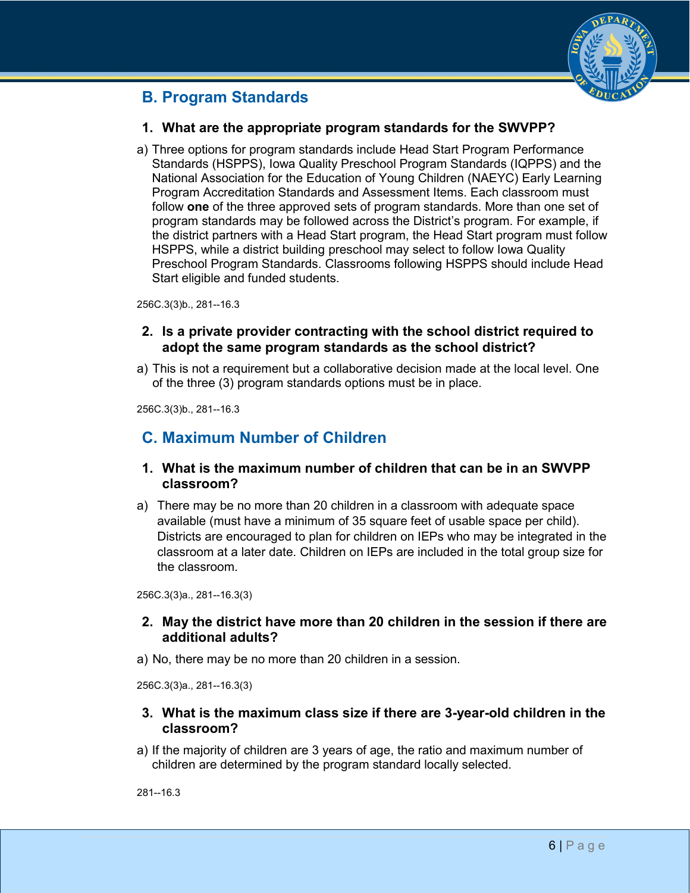## B. Program Standards

### 1. What are the appropriate program standards for the SWVPP?

a) Three options for program standards include Head Start Program Performance Standards (HSPPS), Iowa Quality Preschool Program Standards (IQPPS) and the National Association for the Education of Young Children (NAEYC) Early Learning Program Accreditation Standards and Assessment Items. Each classroom must follow **one** of the three approved sets of program standards. More than one set of program standards may be followed across the District's program. For example, if the district partners with a Head Start program, the Head Start program must follow HSPPS, while a district building preschool may select to follow Iowa Quality Preschool Program Standards. Classrooms following HSPPS should include Head Start eligible and funded students.

256C.3(3)b., 281--16.3

### 2. Is a private provider contracting with the school district required to adopt the same program standards as the school district?

a) This is not a requirement but a collaborative decision made at the local level. One of the three (3) program standards options must be in place.

256C.3(3)b., 281--16.3

## C. Maximum Number of Children

### 1. What is the maximum number of children that can be in an SWVPP classroom?

a) There may be no more than 20 children in a classroom with adequate space available (must have a minimum of 35 square feet of usable space per child). Districts are encouraged to plan for children on IEPs who may be integrated in the classroom at a later date. Children on IEPs are included in the total group size for the classroom.

256C.3(3)a., 281--16.3(3)

### 2. May the district have more than 20 children in the session if there are additional adults?

a) No, there may be no more than 20 children in a session.

256C.3(3)a., 281--16.3(3)

### 3. What is the maximum class size if there are 3-year-old children in the classroom?

a) If the majority of children are 3 years of age, the ratio and maximum number of children are determined by the program standard locally selected.

281--16.3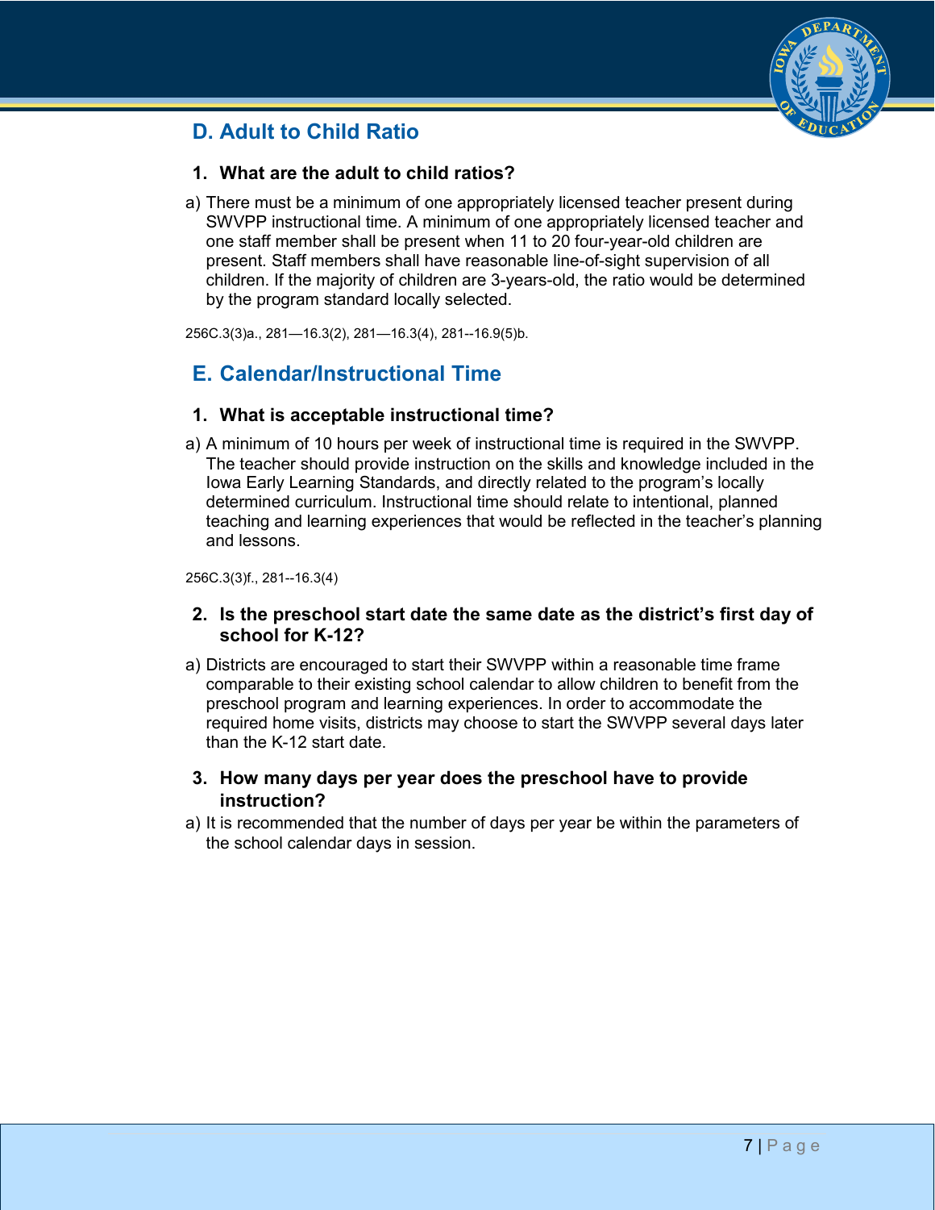## D. Adult to Child Ratio

### 1. What are the adult to child ratios?

a) There must be a minimum of one appropriately licensed teacher present during SWVPP instructional time. A minimum of one appropriately licensed teacher and one staff member shall be present when 11 to 20 four-year-old children are present. Staff members shall have reasonable line-of-sight supervision of all children. If the majority of children are 3-years-old, the ratio would be determined by the program standard locally selected.

256C.3(3)a., 281—16.3(2), 281—16.3(4), 281--16.9(5)b.

## E. Calendar/Instructional Time

### 1. What is acceptable instructional time?

a) A minimum of 10 hours per week of instructional time is required in the SWVPP. The teacher should provide instruction on the skills and knowledge included in the Iowa Early Learning Standards, and directly related to the program's locally determined curriculum. Instructional time should relate to intentional, planned teaching and learning experiences that would be reflected in the teacher's planning and lessons.

256C.3(3)f., 281--16.3(4)

### 2. Is the preschool start date the same date as the district's first day of school for K-12?

a) Districts are encouraged to start their SWVPP within a reasonable time frame comparable to their existing school calendar to allow children to benefit from the preschool program and learning experiences. In order to accommodate the required home visits, districts may choose to start the SWVPP several days later than the K-12 start date.

### 3. How many days per year does the preschool have to provide instruction?

a) It is recommended that the number of days per year be within the parameters of the school calendar days in session.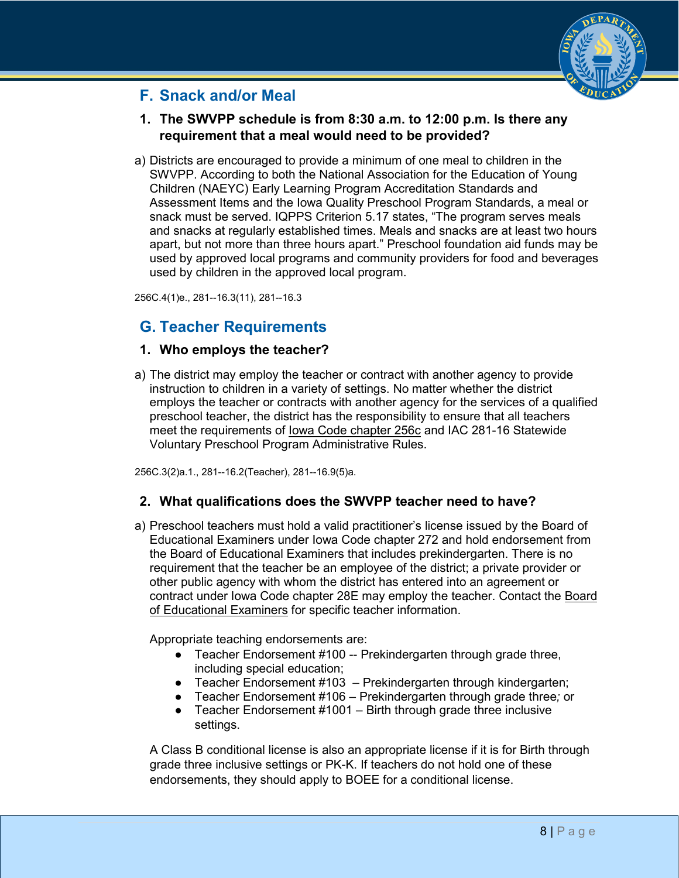## F. Snack and/or Meal

### 1. The SWVPP schedule is from 8:30 a.m. to 12:00 p.m. Is there any requirement that a meal would need to be provided?

a) Districts are encouraged to provide a minimum of one meal to children in the SWVPP. According to both the National Association for the Education of Young Children (NAEYC) Early Learning Program Accreditation Standards and Assessment Items and the Iowa Quality Preschool Program Standards, a meal or snack must be served. IQPPS Criterion 5.17 states, "The program serves meals and snacks at regularly established times. Meals and snacks are at least two hours apart, but not more than three hours apart." Preschool foundation aid funds may be used by approved local programs and community providers for food and beverages used by children in the approved local program.

256C.4(1)e., 281--16.3(11), 281--16.3

## G. Teacher Requirements

### 1. Who employs the teacher?

a) The district may employ the teacher or contract with another agency to provide instruction to children in a variety of settings. No matter whether the district employs the teacher or contracts with another agency for the services of a qualified preschool teacher, the district has the responsibility to ensure that all teachers meet the requirements of Iowa Code chapter 256c and IAC 281-16 Statewide Voluntary Preschool Program Administrative Rules.

256C.3(2)a.1., 281--16.2(Teacher), 281--16.9(5)a.

### 2. What qualifications does the SWVPP teacher need to have?

a) Preschool teachers must hold a valid practitioner's license issued by the Board of Educational Examiners under Iowa Code chapter 272 and hold endorsement from the Board of Educational Examiners that includes prekindergarten. There is no requirement that the teacher be an employee of the district; a private provider or other public agency with whom the district has entered into an agreement or contract under Iowa Code chapter 28E may employ the teacher. Contact the Board of Educational Examiners for specific teacher information.

Appropriate teaching endorsements are:

- Teacher Endorsement #100 -- Prekindergarten through grade three, including special education;
- Teacher Endorsement #103 – Prekindergarten through kindergarten;
- Teacher Endorsement #106 – Prekindergarten through grade three*;* or
- Teacher Endorsement #1001 – Birth through grade three inclusive settings.

A Class B conditional license is also an appropriate license if it is for Birth through grade three inclusive settings or PK-K. If teachers do not hold one of these endorsements, they should apply to BOEE for a conditional license.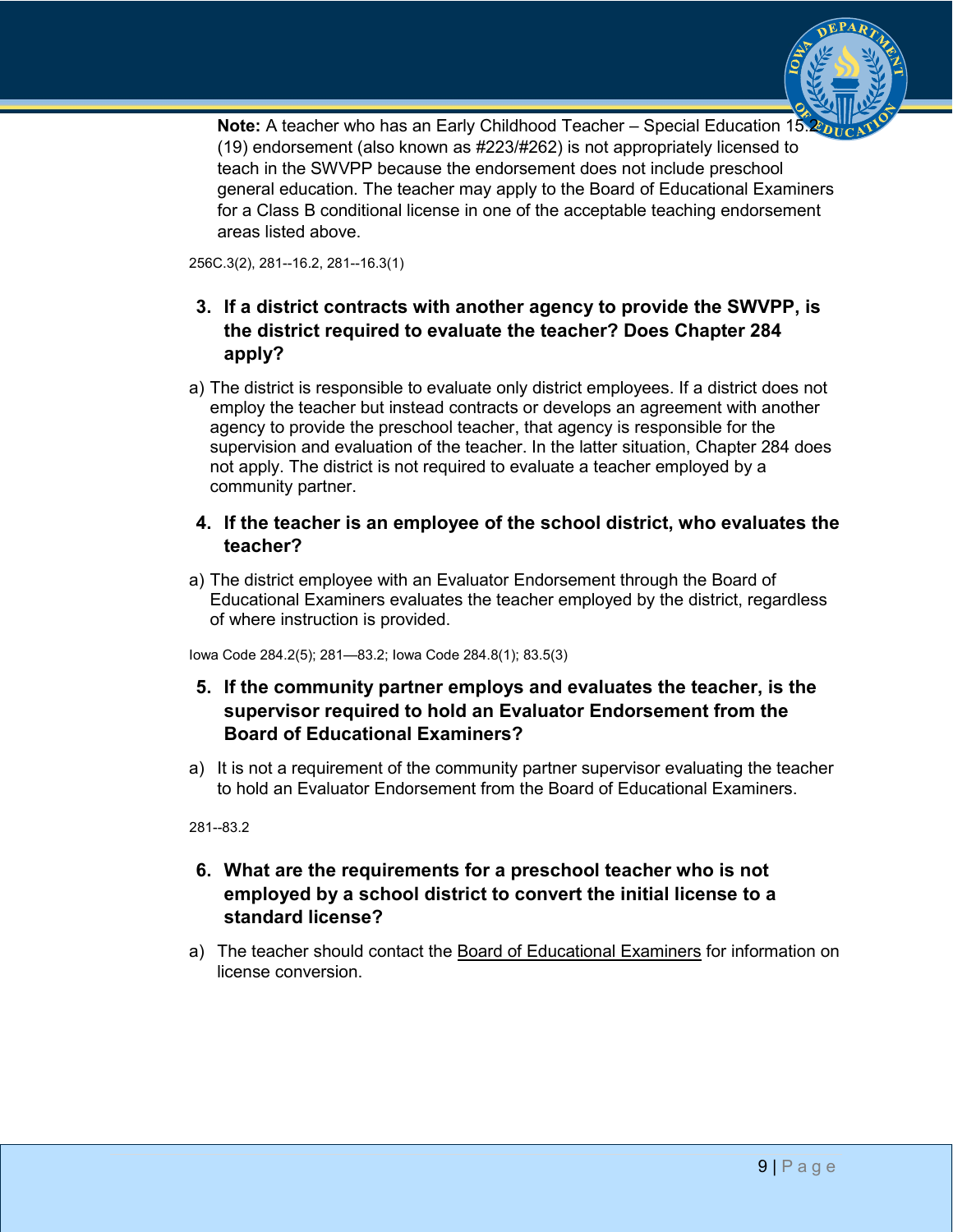**Note:** A teacher who has an Early Childhood Teacher – Special Education 15.2 (19) endorsement (also known as #223/#262) is not appropriately licensed to teach in the SWVPP because the endorsement does not include preschool general education. The teacher may apply to the Board of Educational Examiners for a Class B conditional license in one of the acceptable teaching endorsement areas listed above.

256C.3(2), 281--16.2, 281--16.3(1)

### 3. If a district contracts with another agency to provide the SWVPP, is the district required to evaluate the teacher? Does Chapter 284 apply?

a) The district is responsible to evaluate only district employees. If a district does not employ the teacher but instead contracts or develops an agreement with another agency to provide the preschool teacher, that agency is responsible for the supervision and evaluation of the teacher. In the latter situation, Chapter 284 does not apply. The district is not required to evaluate a teacher employed by a community partner.

### 4. If the teacher is an employee of the school district, who evaluates the teacher?

a) The district employee with an Evaluator Endorsement through the Board of Educational Examiners evaluates the teacher employed by the district, regardless of where instruction is provided.

Iowa Code 284.2(5); 281—83.2; Iowa Code 284.8(1); 83.5(3)

### 5. If the community partner employs and evaluates the teacher, is the supervisor required to hold an Evaluator Endorsement from the Board of Educational Examiners?

a) It is not a requirement of the community partner supervisor evaluating the teacher to hold an Evaluator Endorsement from the Board of Educational Examiners.

281--83.2

### 6. What are the requirements for a preschool teacher who is not employed by a school district to convert the initial license to a standard license?

a) The teacher should contact the Board of Educational Examiners for information on license conversion.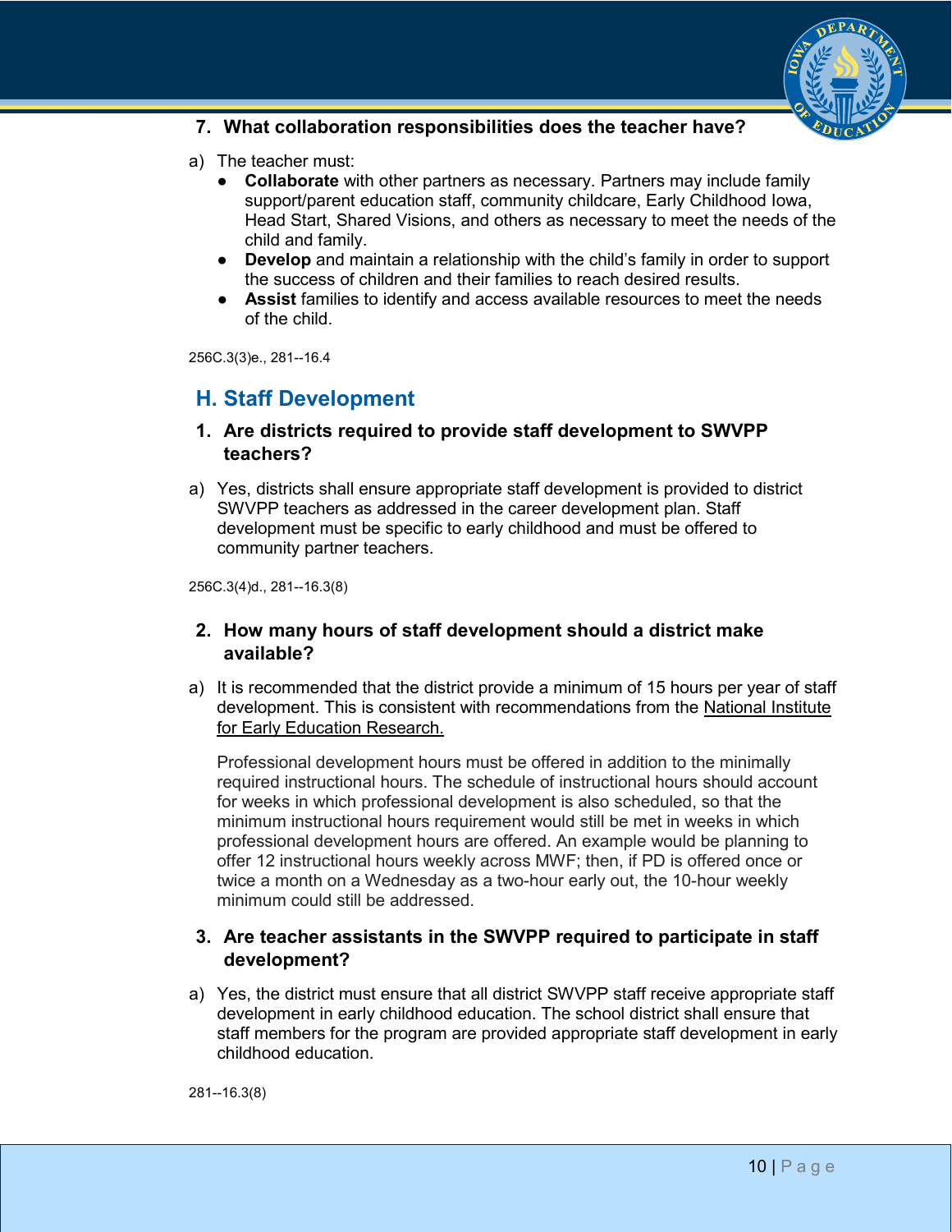### 7. What collaboration responsibilities does the teacher have?

a) The teacher must:
   - **Collaborate** with other partners as necessary. Partners may include family support/parent education staff, community childcare, Early Childhood Iowa, Head Start, Shared Visions, and others as necessary to meet the needs of the child and family.
   - **Develop** and maintain a relationship with the child's family in order to support the success of children and their families to reach desired results.
   - **Assist** families to identify and access available resources to meet the needs of the child.

256C.3(3)e., 281--16.4

## H. Staff Development

### 1. Are districts required to provide staff development to SWVPP teachers?

a) Yes, districts shall ensure appropriate staff development is provided to district SWVPP teachers as addressed in the career development plan. Staff development must be specific to early childhood and must be offered to community partner teachers.

256C.3(4)d., 281--16.3(8)

### 2. How many hours of staff development should a district make available?

a) It is recommended that the district provide a minimum of 15 hours per year of staff development. This is consistent with recommendations from the National Institute for Early Education Research.

   Professional development hours must be offered in addition to the minimally required instructional hours. The schedule of instructional hours should account for weeks in which professional development is also scheduled, so that the minimum instructional hours requirement would still be met in weeks in which professional development hours are offered. An example would be planning to offer 12 instructional hours weekly across MWF; then, if PD is offered once or twice a month on a Wednesday as a two-hour early out, the 10-hour weekly minimum could still be addressed.

### 3. Are teacher assistants in the SWVPP required to participate in staff development?

a) Yes, the district must ensure that all district SWVPP staff receive appropriate staff development in early childhood education. The school district shall ensure that staff members for the program are provided appropriate staff development in early childhood education.

281--16.3(8)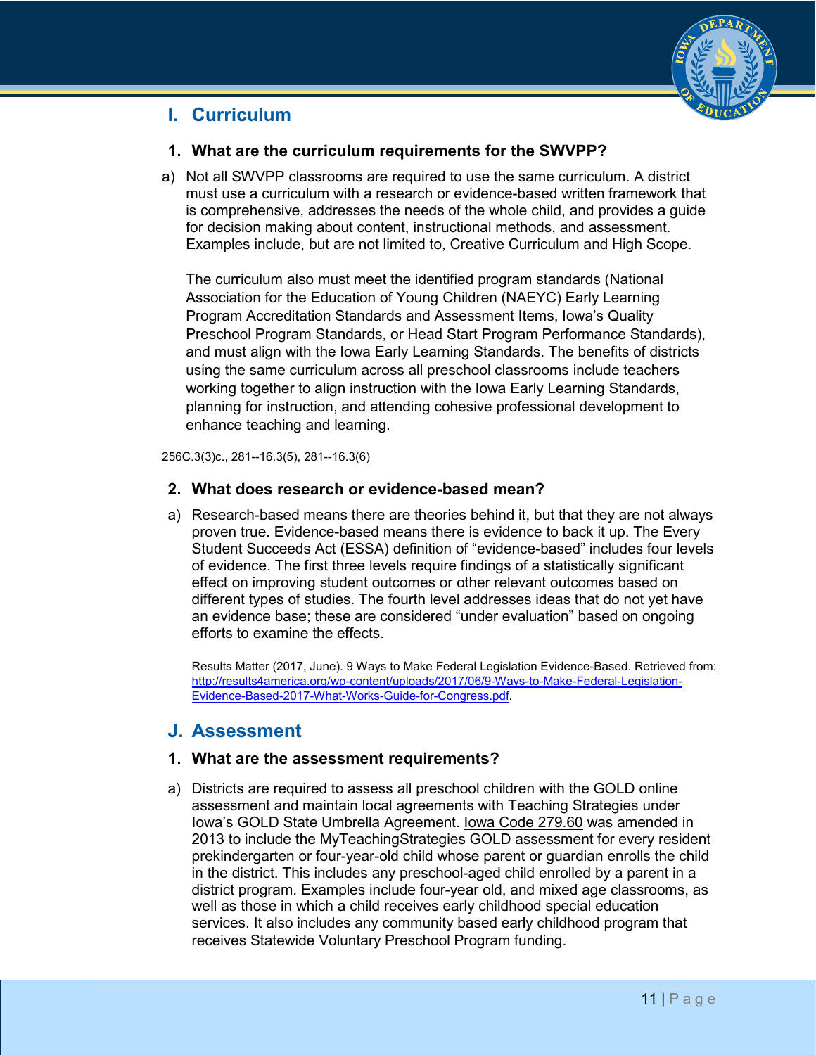## I. Curriculum

### 1. What are the curriculum requirements for the SWVPP?

a) Not all SWVPP classrooms are required to use the same curriculum. A district must use a curriculum with a research or evidence-based written framework that is comprehensive, addresses the needs of the whole child, and provides a guide for decision making about content, instructional methods, and assessment. Examples include, but are not limited to, Creative Curriculum and High Scope.

The curriculum also must meet the identified program standards (National Association for the Education of Young Children (NAEYC) Early Learning Program Accreditation Standards and Assessment Items, Iowa's Quality Preschool Program Standards, or Head Start Program Performance Standards), and must align with the Iowa Early Learning Standards. The benefits of districts using the same curriculum across all preschool classrooms include teachers working together to align instruction with the Iowa Early Learning Standards, planning for instruction, and attending cohesive professional development to enhance teaching and learning.

256C.3(3)c., 281--16.3(5), 281--16.3(6)

### 2. What does research or evidence-based mean?

a) Research-based means there are theories behind it, but that they are not always proven true. Evidence-based means there is evidence to back it up. The Every Student Succeeds Act (ESSA) definition of "evidence-based" includes four levels of evidence. The first three levels require findings of a statistically significant effect on improving student outcomes or other relevant outcomes based on different types of studies. The fourth level addresses ideas that do not yet have an evidence base; these are considered "under evaluation" based on ongoing efforts to examine the effects.

Results Matter (2017, June). 9 Ways to Make Federal Legislation Evidence-Based. Retrieved from: [http://results4america.org/wp-content/uploads/2017/06/9-Ways-to-Make-Federal-Legislation-Evidence-Based-2017-What-Works-Guide-for-Congress.pdf](http://results4america.org/wp-content/uploads/2017/06/9-Ways-to-Make-Federal-Legislation-Evidence-Based-2017-What-Works-Guide-for-Congress.pdf).

## J. Assessment

### 1. What are the assessment requirements?

a) Districts are required to assess all preschool children with the GOLD online assessment and maintain local agreements with Teaching Strategies under Iowa's GOLD State Umbrella Agreement. Iowa Code 279.60 was amended in 2013 to include the MyTeachingStrategies GOLD assessment for every resident prekindergarten or four-year-old child whose parent or guardian enrolls the child in the district. This includes any preschool-aged child enrolled by a parent in a district program. Examples include four-year old, and mixed age classrooms, as well as those in which a child receives early childhood special education services. It also includes any community based early childhood program that receives Statewide Voluntary Preschool Program funding.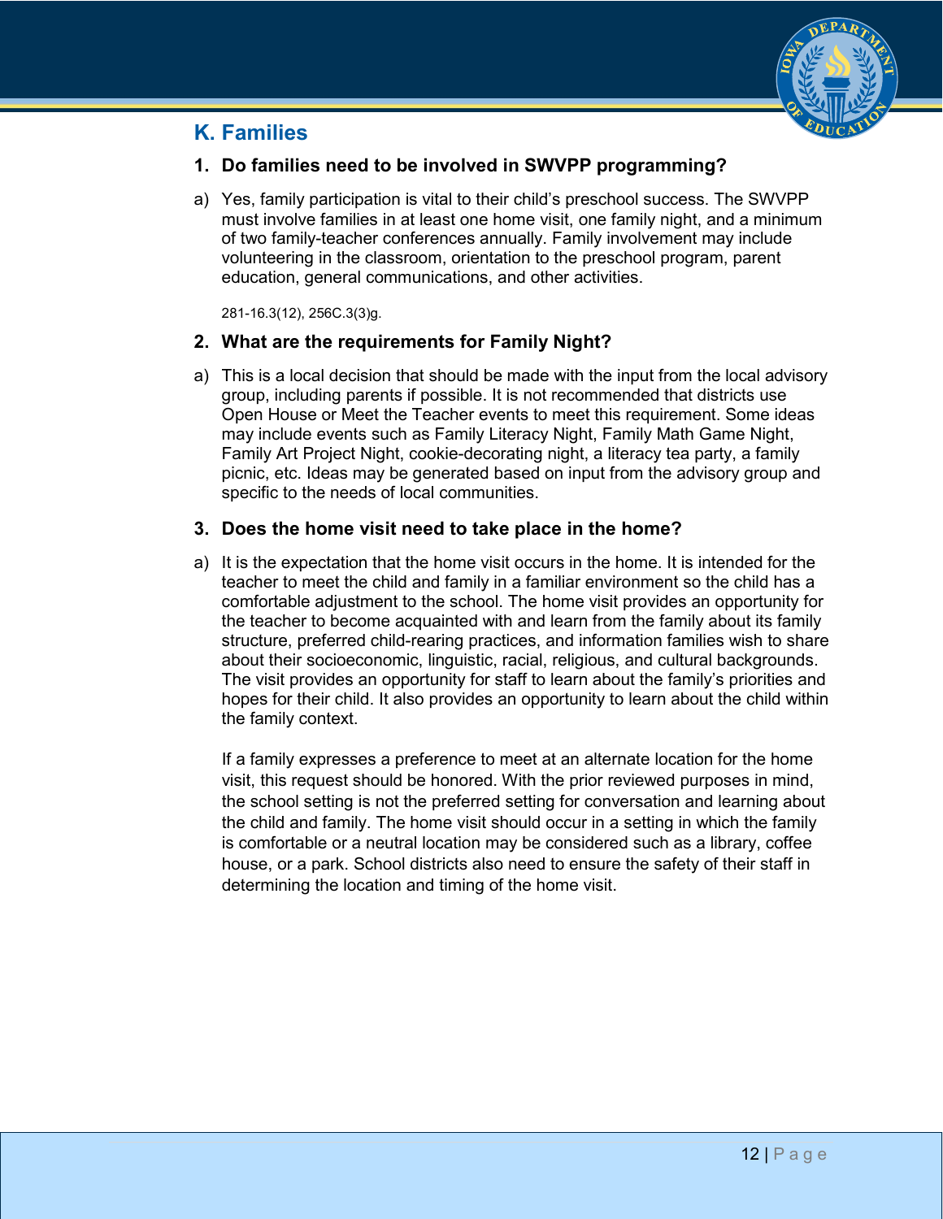## K. Families

### 1. Do families need to be involved in SWVPP programming?

a) Yes, family participation is vital to their child's preschool success. The SWVPP must involve families in at least one home visit, one family night, and a minimum of two family-teacher conferences annually. Family involvement may include volunteering in the classroom, orientation to the preschool program, parent education, general communications, and other activities.

281-16.3(12), 256C.3(3)g.

### 2. What are the requirements for Family Night?

a) This is a local decision that should be made with the input from the local advisory group, including parents if possible. It is not recommended that districts use Open House or Meet the Teacher events to meet this requirement. Some ideas may include events such as Family Literacy Night, Family Math Game Night, Family Art Project Night, cookie-decorating night, a literacy tea party, a family picnic, etc. Ideas may be generated based on input from the advisory group and specific to the needs of local communities.

### 3. Does the home visit need to take place in the home?

a) It is the expectation that the home visit occurs in the home. It is intended for the teacher to meet the child and family in a familiar environment so the child has a comfortable adjustment to the school. The home visit provides an opportunity for the teacher to become acquainted with and learn from the family about its family structure, preferred child-rearing practices, and information families wish to share about their socioeconomic, linguistic, racial, religious, and cultural backgrounds. The visit provides an opportunity for staff to learn about the family's priorities and hopes for their child. It also provides an opportunity to learn about the child within the family context.

If a family expresses a preference to meet at an alternate location for the home visit, this request should be honored. With the prior reviewed purposes in mind, the school setting is not the preferred setting for conversation and learning about the child and family. The home visit should occur in a setting in which the family is comfortable or a neutral location may be considered such as a library, coffee house, or a park. School districts also need to ensure the safety of their staff in determining the location and timing of the home visit.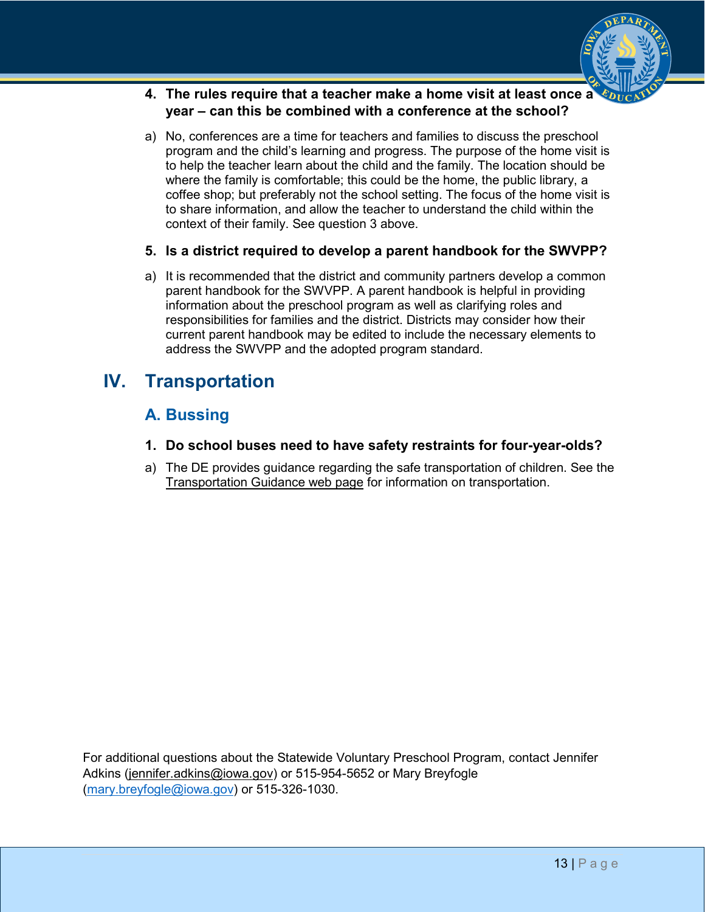4. **The rules require that a teacher make a home visit at least once a year – can this be combined with a conference at the school?**

a) No, conferences are a time for teachers and families to discuss the preschool program and the child's learning and progress. The purpose of the home visit is to help the teacher learn about the child and the family. The location should be where the family is comfortable; this could be the home, the public library, a coffee shop; but preferably not the school setting. The focus of the home visit is to share information, and allow the teacher to understand the child within the context of their family. See question 3 above.

5. **Is a district required to develop a parent handbook for the SWVPP?**

a) It is recommended that the district and community partners develop a common parent handbook for the SWVPP. A parent handbook is helpful in providing information about the preschool program as well as clarifying roles and responsibilities for families and the district. Districts may consider how their current parent handbook may be edited to include the necessary elements to address the SWVPP and the adopted program standard.

# IV. Transportation

## A. Bussing

1. **Do school buses need to have safety restraints for four-year-olds?**

a) The DE provides guidance regarding the safe transportation of children. See the Transportation Guidance web page for information on transportation.

For additional questions about the Statewide Voluntary Preschool Program, contact Jennifer Adkins (jennifer.adkins@iowa.gov) or 515-954-5652 or Mary Breyfogle (mary.breyfogle@iowa.gov) or 515-326-1030.